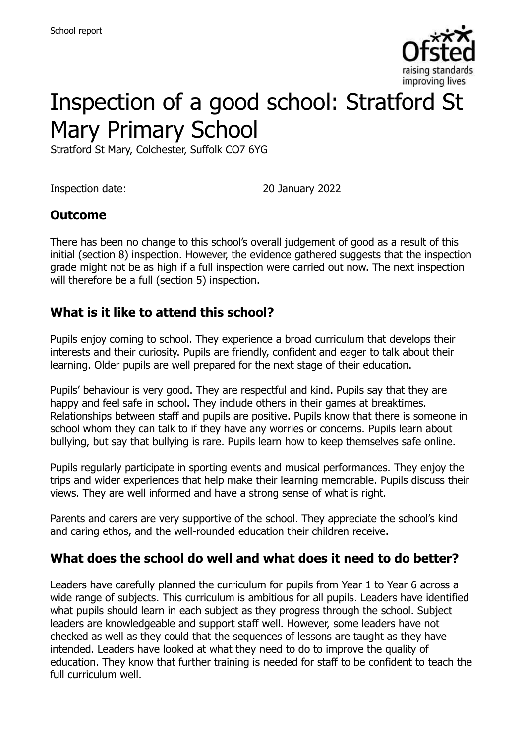# Inspection of a good school: Stratford St Mary Primary School

Stratford St Mary, Colchester, Suffolk CO7 6YG

Inspection date: 20 January 2022

## Outcome

There has been no change to this school's overall judgement of good as a result of this initial (section 8) inspection. However, the evidence gathered suggests that the inspection grade might not be as high if a full inspection were carried out now. The next inspection will therefore be a full (section 5) inspection.

## What is it like to attend this school?

Pupils enjoy coming to school. They experience a broad curriculum that develops their interests and their curiosity. Pupils are friendly, confident and eager to talk about their learning. Older pupils are well prepared for the next stage of their education.

Pupils' behaviour is very good. They are respectful and kind. Pupils say that they are happy and feel safe in school. They include others in their games at breaktimes. Relationships between staff and pupils are positive. Pupils know that there is someone in school whom they can talk to if they have any worries or concerns. Pupils learn about bullying, but say that bullying is rare. Pupils learn how to keep themselves safe online.

Pupils regularly participate in sporting events and musical performances. They enjoy the trips and wider experiences that help make their learning memorable. Pupils discuss their views. They are well informed and have a strong sense of what is right.

Parents and carers are very supportive of the school. They appreciate the school's kind and caring ethos, and the well-rounded education their children receive.

## What does the school do well and what does it need to do better?

Leaders have carefully planned the curriculum for pupils from Year 1 to Year 6 across a wide range of subjects. This curriculum is ambitious for all pupils. Leaders have identified what pupils should learn in each subject as they progress through the school. Subject leaders are knowledgeable and support staff well. However, some leaders have not checked as well as they could that the sequences of lessons are taught as they have intended. Leaders have looked at what they need to do to improve the quality of education. They know that further training is needed for staff to be confident to teach the full curriculum well.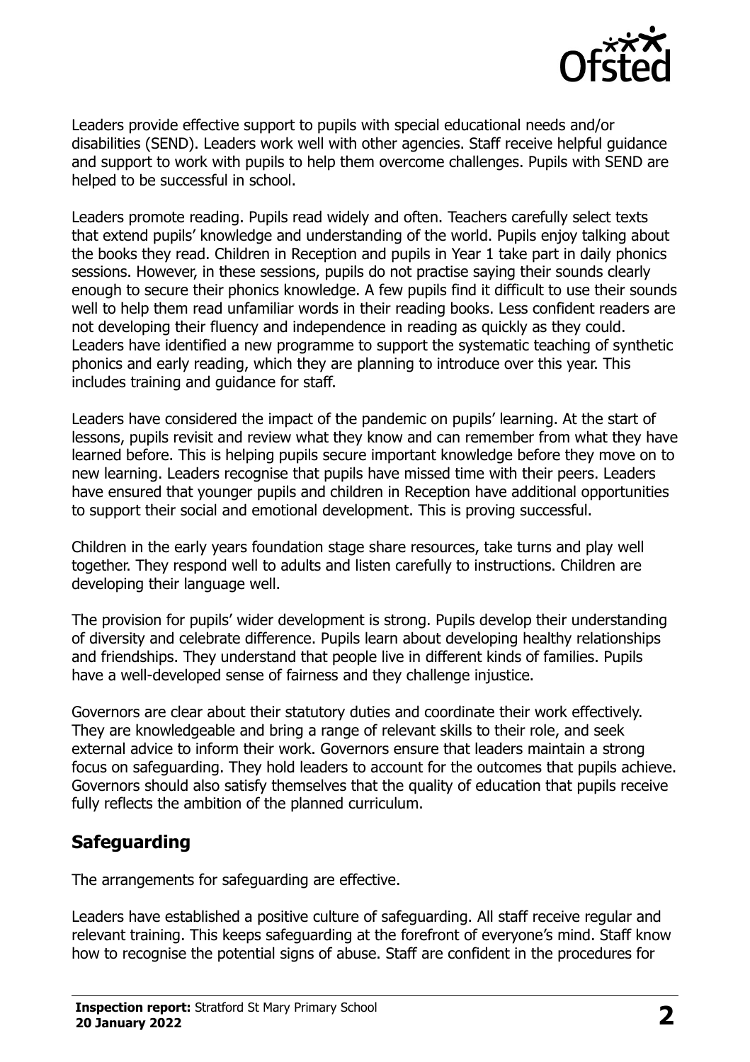Leaders provide effective support to pupils with special educational needs and/or disabilities (SEND). Leaders work well with other agencies. Staff receive helpful guidance and support to work with pupils to help them overcome challenges. Pupils with SEND are helped to be successful in school.

Leaders promote reading. Pupils read widely and often. Teachers carefully select texts that extend pupils' knowledge and understanding of the world. Pupils enjoy talking about the books they read. Children in Reception and pupils in Year 1 take part in daily phonics sessions. However, in these sessions, pupils do not practise saying their sounds clearly enough to secure their phonics knowledge. A few pupils find it difficult to use their sounds well to help them read unfamiliar words in their reading books. Less confident readers are not developing their fluency and independence in reading as quickly as they could. Leaders have identified a new programme to support the systematic teaching of synthetic phonics and early reading, which they are planning to introduce over this year. This includes training and guidance for staff.

Leaders have considered the impact of the pandemic on pupils' learning. At the start of lessons, pupils revisit and review what they know and can remember from what they have learned before. This is helping pupils secure important knowledge before they move on to new learning. Leaders recognise that pupils have missed time with their peers. Leaders have ensured that younger pupils and children in Reception have additional opportunities to support their social and emotional development. This is proving successful.

Children in the early years foundation stage share resources, take turns and play well together. They respond well to adults and listen carefully to instructions. Children are developing their language well.

The provision for pupils' wider development is strong. Pupils develop their understanding of diversity and celebrate difference. Pupils learn about developing healthy relationships and friendships. They understand that people live in different kinds of families. Pupils have a well-developed sense of fairness and they challenge injustice.

Governors are clear about their statutory duties and coordinate their work effectively. They are knowledgeable and bring a range of relevant skills to their role, and seek external advice to inform their work. Governors ensure that leaders maintain a strong focus on safeguarding. They hold leaders to account for the outcomes that pupils achieve. Governors should also satisfy themselves that the quality of education that pupils receive fully reflects the ambition of the planned curriculum.

## Safeguarding

The arrangements for safeguarding are effective.

Leaders have established a positive culture of safeguarding. All staff receive regular and relevant training. This keeps safeguarding at the forefront of everyone's mind. Staff know how to recognise the potential signs of abuse. Staff are confident in the procedures for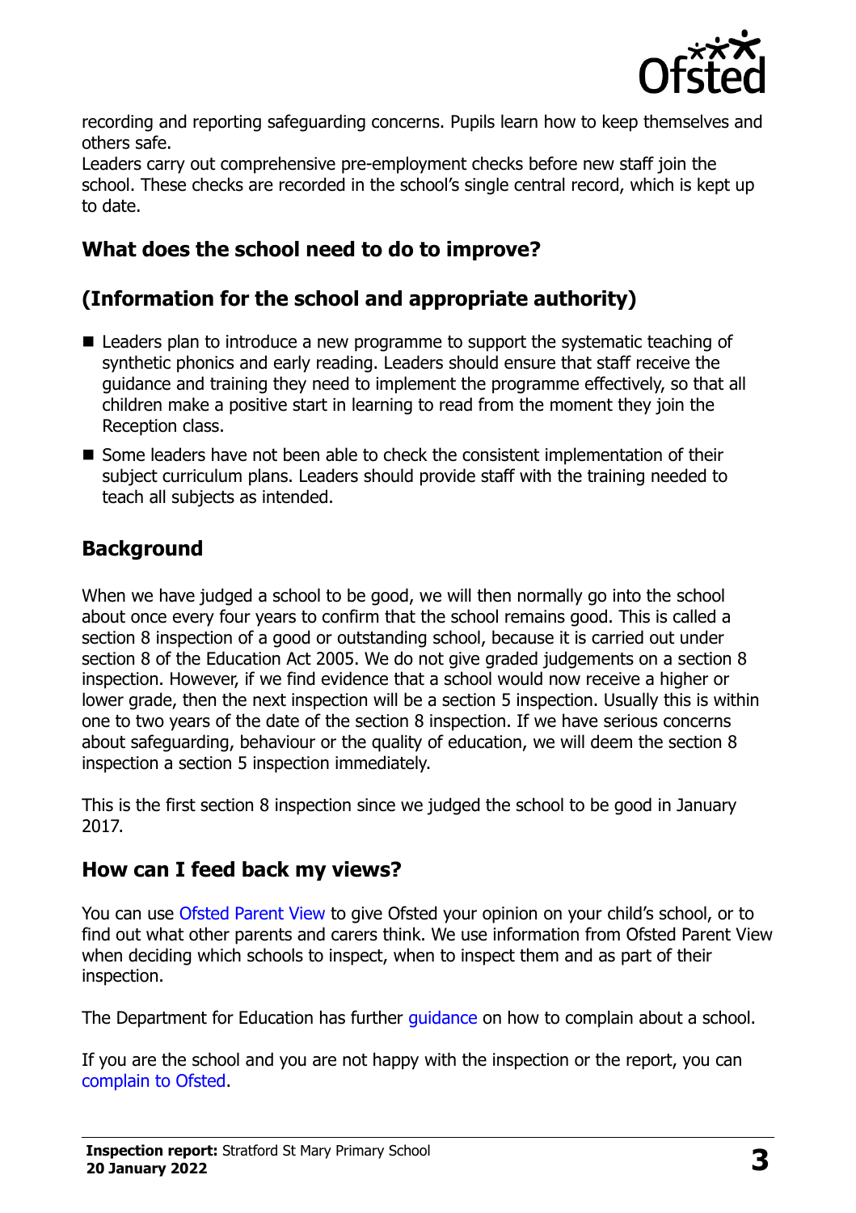recording and reporting safeguarding concerns. Pupils learn how to keep themselves and others safe.

Leaders carry out comprehensive pre-employment checks before new staff join the school. These checks are recorded in the school's single central record, which is kept up to date.

## What does the school need to do to improve?

## (Information for the school and appropriate authority)

- Leaders plan to introduce a new programme to support the systematic teaching of synthetic phonics and early reading. Leaders should ensure that staff receive the guidance and training they need to implement the programme effectively, so that all children make a positive start in learning to read from the moment they join the Reception class.
- Some leaders have not been able to check the consistent implementation of their subject curriculum plans. Leaders should provide staff with the training needed to teach all subjects as intended.

## Background

When we have judged a school to be good, we will then normally go into the school about once every four years to confirm that the school remains good. This is called a section 8 inspection of a good or outstanding school, because it is carried out under section 8 of the Education Act 2005. We do not give graded judgements on a section 8 inspection. However, if we find evidence that a school would now receive a higher or lower grade, then the next inspection will be a section 5 inspection. Usually this is within one to two years of the date of the section 8 inspection. If we have serious concerns about safeguarding, behaviour or the quality of education, we will deem the section 8 inspection a section 5 inspection immediately.

This is the first section 8 inspection since we judged the school to be good in January 2017.

## How can I feed back my views?

You can use Ofsted Parent View to give Ofsted your opinion on your child's school, or to find out what other parents and carers think. We use information from Ofsted Parent View when deciding which schools to inspect, when to inspect them and as part of their inspection.

The Department for Education has further guidance on how to complain about a school.

If you are the school and you are not happy with the inspection or the report, you can complain to Ofsted.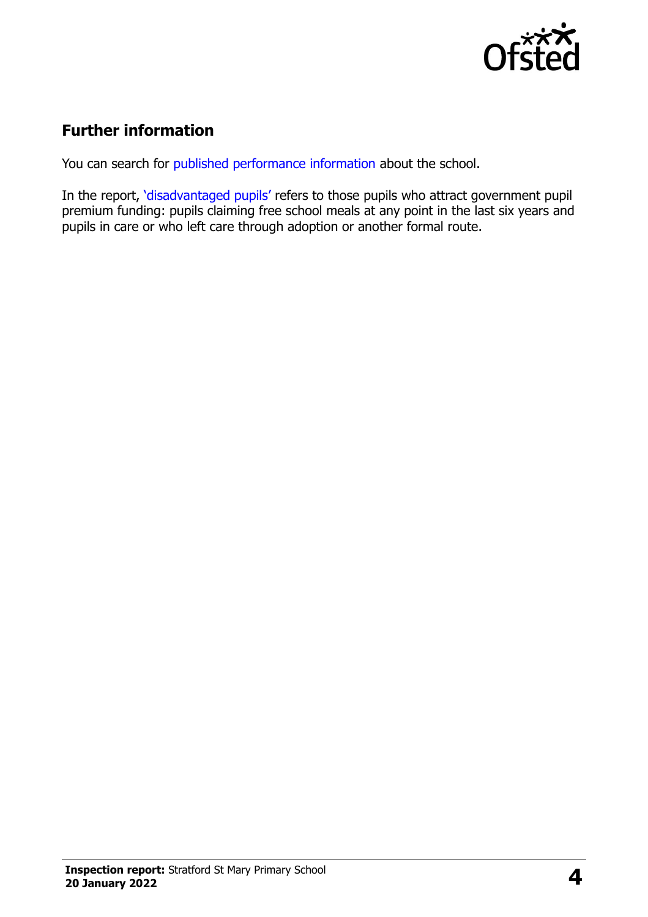## Further information

You can search for published performance information about the school.

In the report, 'disadvantaged pupils' refers to those pupils who attract government pupil premium funding: pupils claiming free school meals at any point in the last six years and pupils in care or who left care through adoption or another formal route.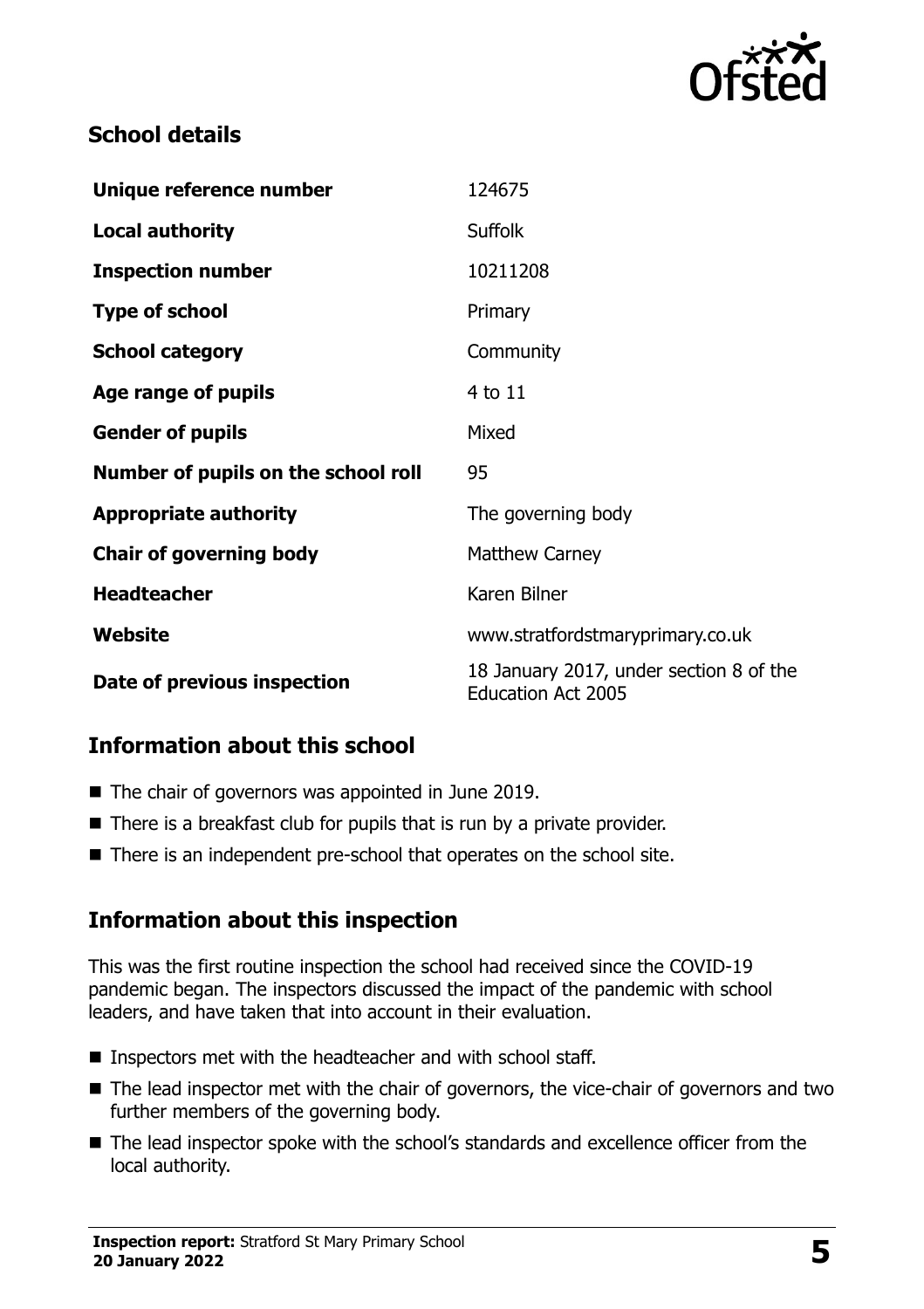## School details

| | |
|---|---|
| **Unique reference number** | 124675 |
| **Local authority** | Suffolk |
| **Inspection number** | 10211208 |
| **Type of school** | Primary |
| **School category** | Community |
| **Age range of pupils** | 4 to 11 |
| **Gender of pupils** | Mixed |
| **Number of pupils on the school roll** | 95 |
| **Appropriate authority** | The governing body |
| **Chair of governing body** | Matthew Carney |
| **Headteacher** | Karen Bilner |
| **Website** | www.stratfordstmaryprimary.co.uk |
| **Date of previous inspection** | 18 January 2017, under section 8 of the Education Act 2005 |

## Information about this school

- The chair of governors was appointed in June 2019.
- There is a breakfast club for pupils that is run by a private provider.
- There is an independent pre-school that operates on the school site.

## Information about this inspection

This was the first routine inspection the school had received since the COVID-19 pandemic began. The inspectors discussed the impact of the pandemic with school leaders, and have taken that into account in their evaluation.

- Inspectors met with the headteacher and with school staff.
- The lead inspector met with the chair of governors, the vice-chair of governors and two further members of the governing body.
- The lead inspector spoke with the school's standards and excellence officer from the local authority.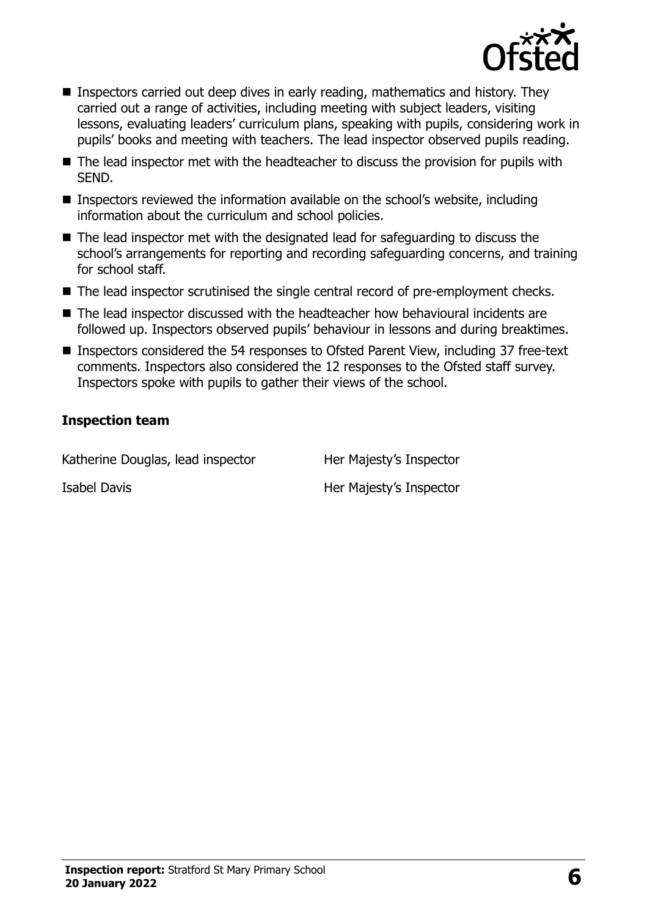- Inspectors carried out deep dives in early reading, mathematics and history. They carried out a range of activities, including meeting with subject leaders, visiting lessons, evaluating leaders' curriculum plans, speaking with pupils, considering work in pupils' books and meeting with teachers. The lead inspector observed pupils reading.
- The lead inspector met with the headteacher to discuss the provision for pupils with SEND.
- Inspectors reviewed the information available on the school's website, including information about the curriculum and school policies.
- The lead inspector met with the designated lead for safeguarding to discuss the school's arrangements for reporting and recording safeguarding concerns, and training for school staff.
- The lead inspector scrutinised the single central record of pre-employment checks.
- The lead inspector discussed with the headteacher how behavioural incidents are followed up. Inspectors observed pupils' behaviour in lessons and during breaktimes.
- Inspectors considered the 54 responses to Ofsted Parent View, including 37 free-text comments. Inspectors also considered the 12 responses to the Ofsted staff survey. Inspectors spoke with pupils to gather their views of the school.

## Inspection team

| | |
|---|---|
| Katherine Douglas, lead inspector | Her Majesty's Inspector |
| Isabel Davis | Her Majesty's Inspector |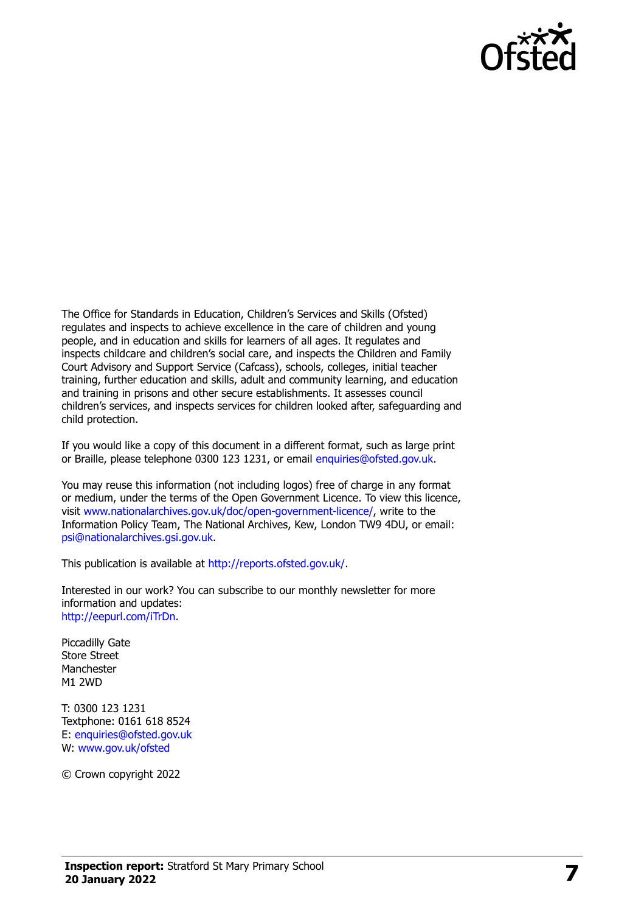The Office for Standards in Education, Children's Services and Skills (Ofsted) regulates and inspects to achieve excellence in the care of children and young people, and in education and skills for learners of all ages. It regulates and inspects childcare and children's social care, and inspects the Children and Family Court Advisory and Support Service (Cafcass), schools, colleges, initial teacher training, further education and skills, adult and community learning, and education and training in prisons and other secure establishments. It assesses council children's services, and inspects services for children looked after, safeguarding and child protection.

If you would like a copy of this document in a different format, such as large print or Braille, please telephone 0300 123 1231, or email enquiries@ofsted.gov.uk.

You may reuse this information (not including logos) free of charge in any format or medium, under the terms of the Open Government Licence. To view this licence, visit www.nationalarchives.gov.uk/doc/open-government-licence/, write to the Information Policy Team, The National Archives, Kew, London TW9 4DU, or email: psi@nationalarchives.gsi.gov.uk.

This publication is available at http://reports.ofsted.gov.uk/.

Interested in our work? You can subscribe to our monthly newsletter for more information and updates:
http://eepurl.com/iTrDn.

Piccadilly Gate
Store Street
Manchester
M1 2WD

T: 0300 123 1231
Textphone: 0161 618 8524
E: enquiries@ofsted.gov.uk
W: www.gov.uk/ofsted

© Crown copyright 2022